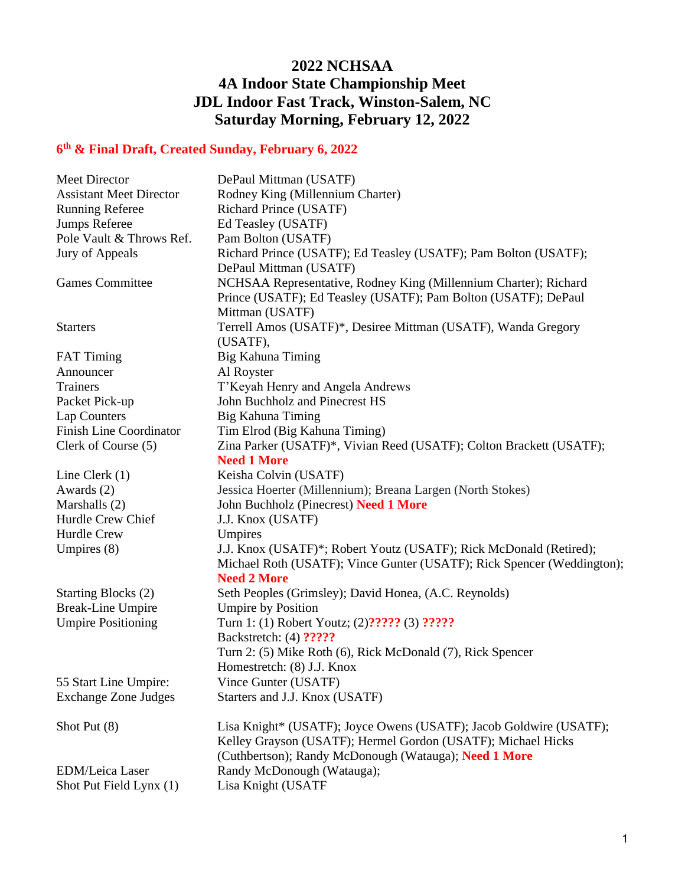# 2022 NCHSAA
# 4A Indoor State Championship Meet
# JDL Indoor Fast Track, Winston-Salem, NC
# Saturday Morning, February 12, 2022

**6th & Final Draft, Created Sunday, February 6, 2022**

| | |
|---|---|
| Meet Director | DePaul Mittman (USATF) |
| Assistant Meet Director | Rodney King (Millennium Charter) |
| Running Referee | Richard Prince (USATF) |
| Jumps Referee | Ed Teasley (USATF) |
| Pole Vault & Throws Ref. | Pam Bolton (USATF) |
| Jury of Appeals | Richard Prince (USATF); Ed Teasley (USATF); Pam Bolton (USATF); DePaul Mittman (USATF) |
| Games Committee | NCHSAA Representative, Rodney King (Millennium Charter); Richard Prince (USATF); Ed Teasley (USATF); Pam Bolton (USATF); DePaul Mittman (USATF) |
| Starters | Terrell Amos (USATF)*, Desiree Mittman (USATF), Wanda Gregory (USATF), |
| FAT Timing | Big Kahuna Timing |
| Announcer | Al Royster |
| Trainers | T'Keyah Henry and Angela Andrews |
| Packet Pick-up | John Buchholz and Pinecrest HS |
| Lap Counters | Big Kahuna Timing |
| Finish Line Coordinator | Tim Elrod (Big Kahuna Timing) |
| Clerk of Course (5) | Zina Parker (USATF)*, Vivian Reed (USATF); Colton Brackett (USATF); **Need 1 More** |
| Line Clerk (1) | Keisha Colvin (USATF) |
| Awards (2) | Jessica Hoerter (Millennium); Breana Largen (North Stokes) |
| Marshalls (2) | John Buchholz (Pinecrest) **Need 1 More** |
| Hurdle Crew Chief | J.J. Knox (USATF) |
| Hurdle Crew | Umpires |
| Umpires (8) | J.J. Knox (USATF)*; Robert Youtz (USATF); Rick McDonald (Retired); Michael Roth (USATF); Vince Gunter (USATF); Rick Spencer (Weddington); **Need 2 More** |
| Starting Blocks (2) | Seth Peoples (Grimsley); David Honea, (A.C. Reynolds) |
| Break-Line Umpire | Umpire by Position |
| Umpire Positioning | Turn 1: (1) Robert Youtz; (2)**?????** (3) **?????**<br>Backstretch: (4) **?????**<br>Turn 2: (5) Mike Roth (6), Rick McDonald (7), Rick Spencer<br>Homestretch: (8) J.J. Knox |
| 55 Start Line Umpire: | Vince Gunter (USATF) |
| Exchange Zone Judges | Starters and J.J. Knox (USATF) |
| Shot Put (8) | Lisa Knight* (USATF); Joyce Owens (USATF); Jacob Goldwire (USATF); Kelley Grayson (USATF); Hermel Gordon (USATF); Michael Hicks (Cuthbertson); Randy McDonough (Watauga); **Need 1 More** |
| EDM/Leica Laser | Randy McDonough (Watauga); |
| Shot Put Field Lynx (1) | Lisa Knight (USATF |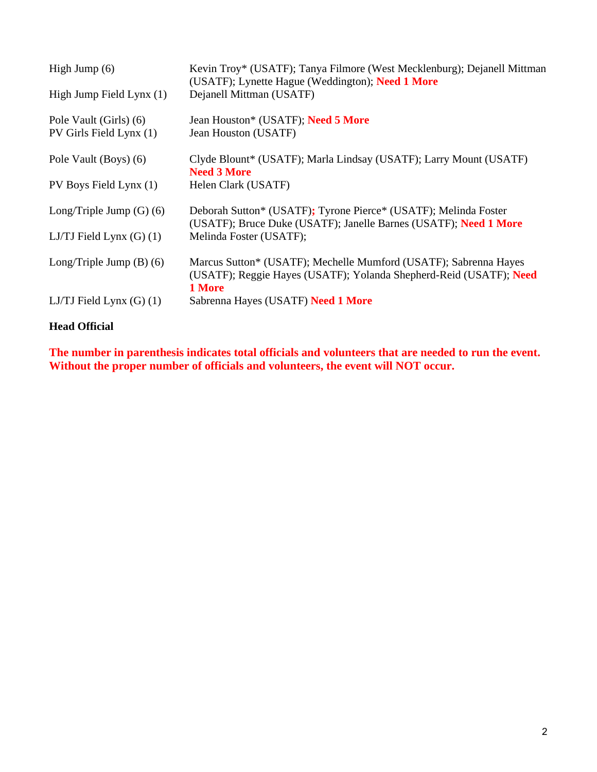| | |
|---|---|
| High Jump (6) | Kevin Troy* (USATF); Tanya Filmore (West Mecklenburg); Dejanell Mittman (USATF); Lynette Hague (Weddington); **Need 1 More** |
| High Jump Field Lynx (1) | Dejanell Mittman (USATF) |
| Pole Vault (Girls) (6) | Jean Houston* (USATF); **Need 5 More** |
| PV Girls Field Lynx (1) | Jean Houston (USATF) |
| Pole Vault (Boys) (6) | Clyde Blount* (USATF); Marla Lindsay (USATF); Larry Mount (USATF) **Need 3 More** |
| PV Boys Field Lynx (1) | Helen Clark (USATF) |
| Long/Triple Jump (G) (6) | Deborah Sutton* (USATF)**;** Tyrone Pierce* (USATF); Melinda Foster (USATF); Bruce Duke (USATF); Janelle Barnes (USATF); **Need 1 More** |
| LJ/TJ Field Lynx (G) (1) | Melinda Foster (USATF); |
| Long/Triple Jump (B) (6) | Marcus Sutton* (USATF); Mechelle Mumford (USATF); Sabrenna Hayes (USATF); Reggie Hayes (USATF); Yolanda Shepherd-Reid (USATF); **Need 1 More** |
| LJ/TJ Field Lynx (G) (1) | Sabrenna Hayes (USATF) **Need 1 More** |

**Head Official**

**The number in parenthesis indicates total officials and volunteers that are needed to run the event. Without the proper number of officials and volunteers, the event will NOT occur.**